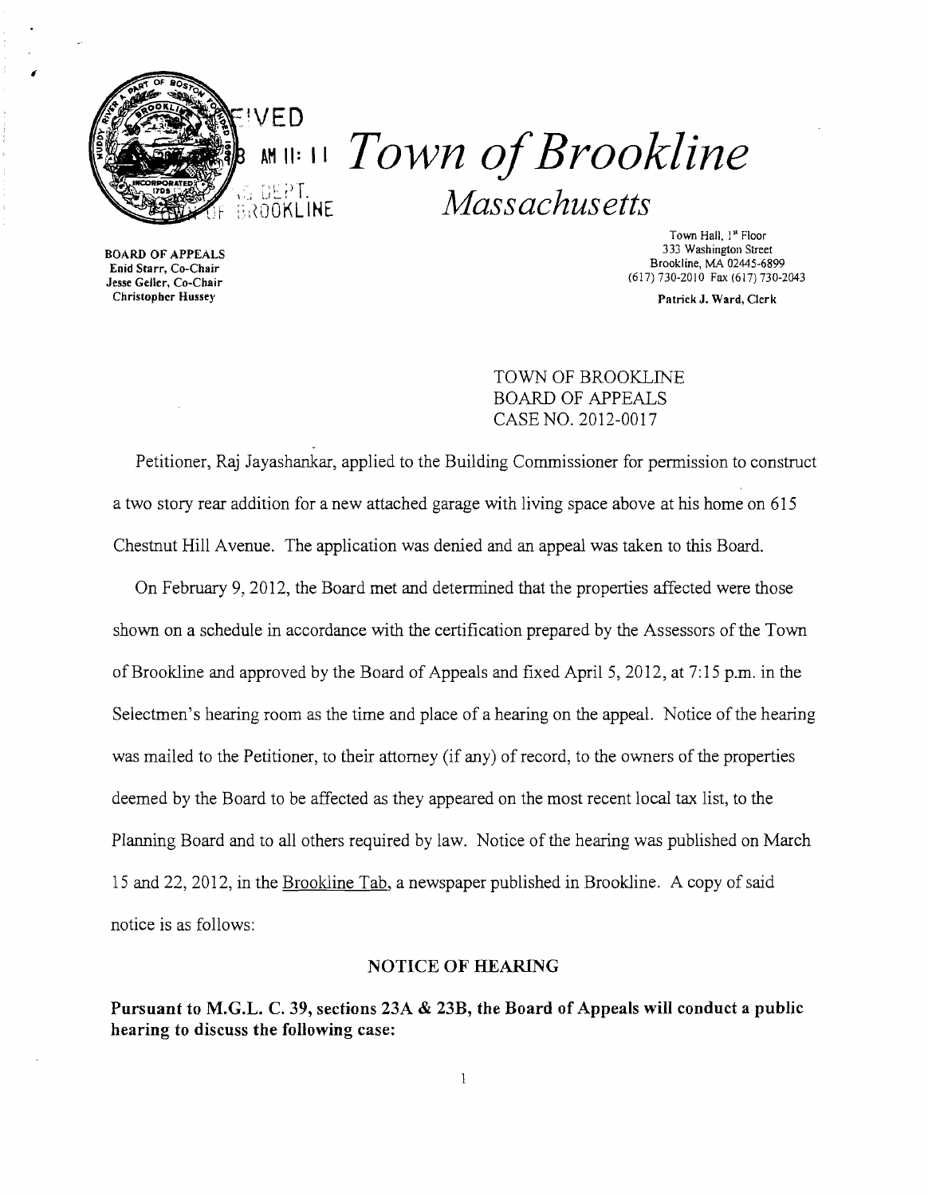# *Town of Brookline*

## *Massachusetts*

**BOARD OF APPEALS**
**Enid Starr, Co-Chair**
**Jesse Geller, Co-Chair**
**Christopher Hussey**

Town Hall, 1st Floor
333 Washington Street
Brookline, MA 02445-6899
(617) 730-2010 Fax (617) 730-2043

**Patrick J. Ward, Clerk**

TOWN OF BROOKLINE
BOARD OF APPEALS
CASE NO. 2012-0017

Petitioner, Raj Jayashankar, applied to the Building Commissioner for permission to construct a two story rear addition for a new attached garage with living space above at his home on 615 Chestnut Hill Avenue. The application was denied and an appeal was taken to this Board.

On February 9, 2012, the Board met and determined that the properties affected were those shown on a schedule in accordance with the certification prepared by the Assessors of the Town of Brookline and approved by the Board of Appeals and fixed April 5, 2012, at 7:15 p.m. in the Selectmen's hearing room as the time and place of a hearing on the appeal. Notice of the hearing was mailed to the Petitioner, to their attorney (if any) of record, to the owners of the properties deemed by the Board to be affected as they appeared on the most recent local tax list, to the Planning Board and to all others required by law. Notice of the hearing was published on March 15 and 22, 2012, in the Brookline Tab, a newspaper published in Brookline. A copy of said notice is as follows:

**NOTICE OF HEARING**

**Pursuant to M.G.L. C. 39, sections 23A & 23B, the Board of Appeals will conduct a public hearing to discuss the following case:**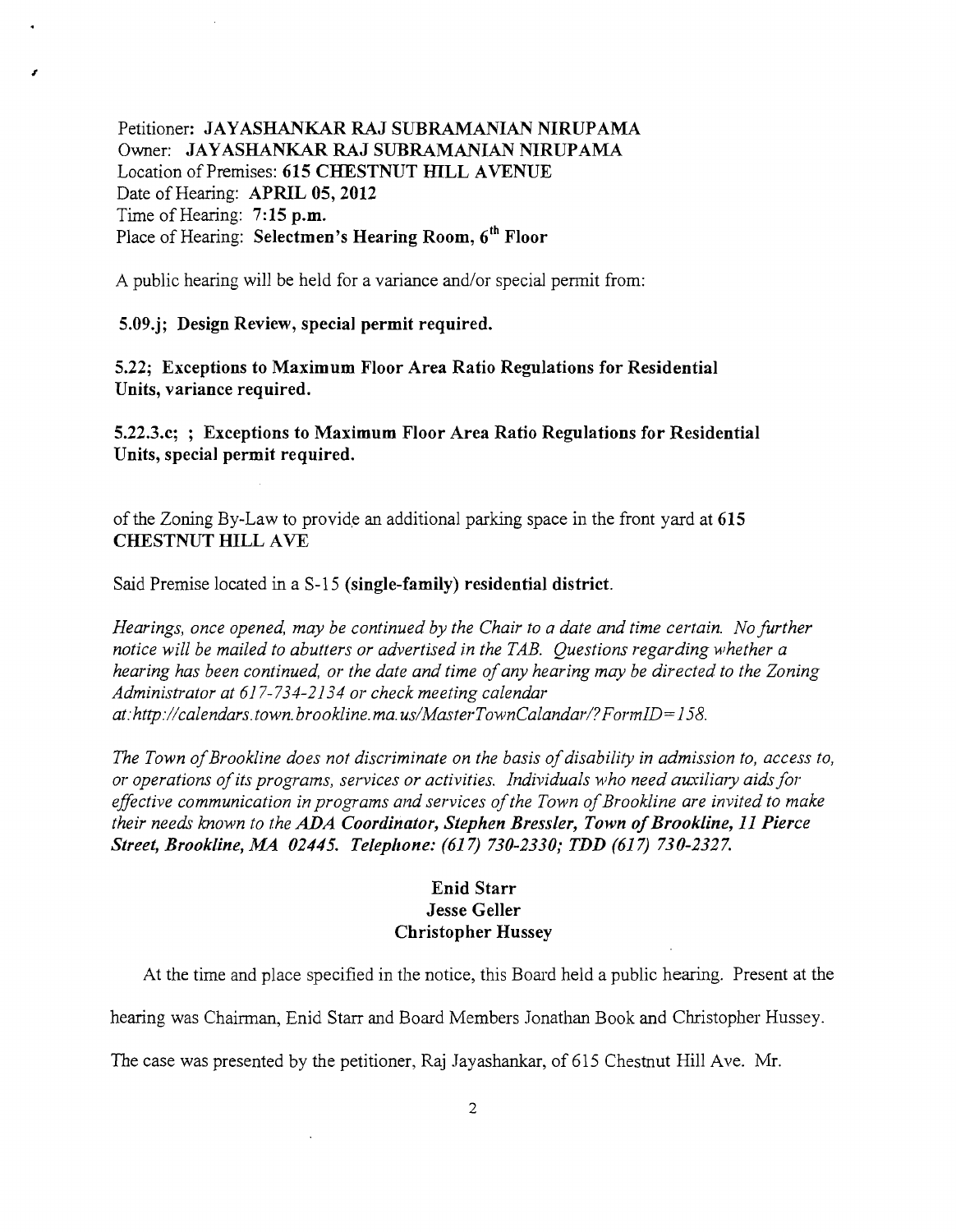Petitioner: **JAYASHANKAR RAJ SUBRAMANIAN NIRUPAMA**
Owner: **JAYASHANKAR RAJ SUBRAMANIAN NIRUPAMA**
Location of Premises: **615 CHESTNUT HILL AVENUE**
Date of Hearing: **APRIL 05, 2012**
Time of Hearing: **7:15 p.m.**
Place of Hearing: **Selectmen's Hearing Room, 6th Floor**

A public hearing will be held for a variance and/or special permit from:

**5.09.j; Design Review, special permit required.**

**5.22; Exceptions to Maximum Floor Area Ratio Regulations for Residential Units, variance required.**

**5.22.3.c; ; Exceptions to Maximum Floor Area Ratio Regulations for Residential Units, special permit required.**

of the Zoning By-Law to provide an additional parking space in the front yard at **615 CHESTNUT HILL AVE**

Said Premise located in a S-15 **(single-family) residential district.**

*Hearings, once opened, may be continued by the Chair to a date and time certain. No further notice will be mailed to abutters or advertised in the TAB. Questions regarding whether a hearing has been continued, or the date and time of any hearing may be directed to the Zoning Administrator at 617-734-2134 or check meeting calendar at:http://calendars.town.brookline.ma.us/MasterTownCalandar/?FormID=158.*

*The Town of Brookline does not discriminate on the basis of disability in admission to, access to, or operations of its programs, services or activities. Individuals who need auxiliary aids for effective communication in programs and services of the Town of Brookline are invited to make their needs known to the* ***ADA Coordinator, Stephen Bressler, Town of Brookline, 11 Pierce Street, Brookline, MA 02445. Telephone: (617) 730-2330; TDD (617) 730-2327.***

**Enid Starr**
**Jesse Geller**
**Christopher Hussey**

At the time and place specified in the notice, this Board held a public hearing. Present at the hearing was Chairman, Enid Starr and Board Members Jonathan Book and Christopher Hussey. The case was presented by the petitioner, Raj Jayashankar, of 615 Chestnut Hill Ave. Mr.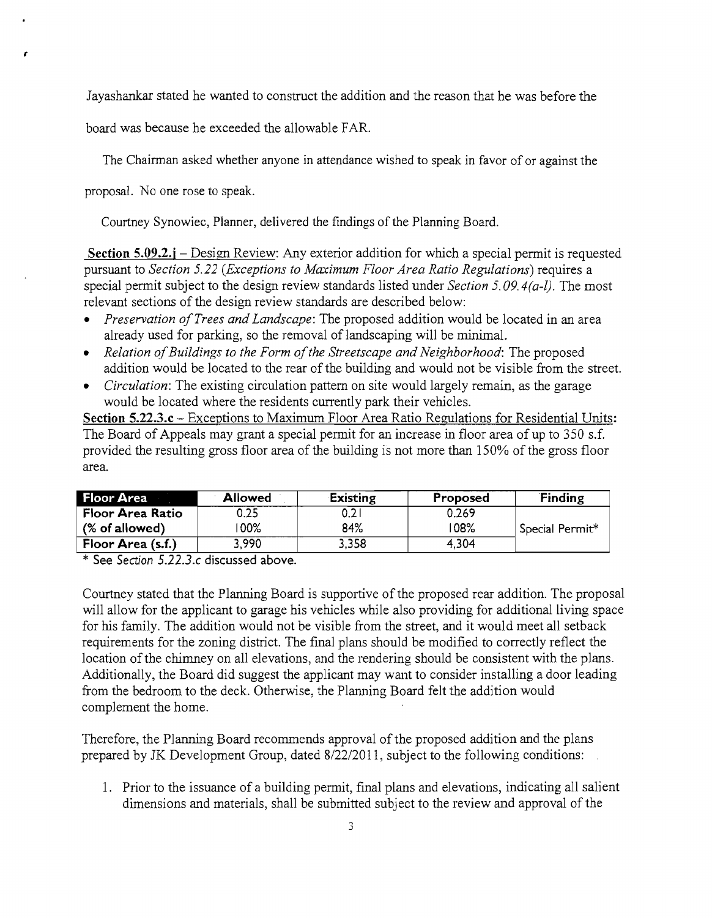Jayashankar stated he wanted to construct the addition and the reason that he was before the board was because he exceeded the allowable FAR.

The Chairman asked whether anyone in attendance wished to speak in favor of or against the proposal. No one rose to speak.

Courtney Synowiec, Planner, delivered the findings of the Planning Board.

**Section 5.09.2.j** – Design Review: Any exterior addition for which a special permit is requested pursuant to *Section 5.22 (Exceptions to Maximum Floor Area Ratio Regulations)* requires a special permit subject to the design review standards listed under *Section 5.09.4(a-l)*. The most relevant sections of the design review standards are described below:

- *Preservation of Trees and Landscape*: The proposed addition would be located in an area already used for parking, so the removal of landscaping will be minimal.
- *Relation of Buildings to the Form of the Streetscape and Neighborhood*: The proposed addition would be located to the rear of the building and would not be visible from the street.
- *Circulation*: The existing circulation pattern on site would largely remain, as the garage would be located where the residents currently park their vehicles.

**Section 5.22.3.c** – Exceptions to Maximum Floor Area Ratio Regulations for Residential Units: The Board of Appeals may grant a special permit for an increase in floor area of up to 350 s.f. provided the resulting gross floor area of the building is not more than 150% of the gross floor area.

| Floor Area | Allowed | Existing | Proposed | Finding |
|---|---|---|---|---|
| Floor Area Ratio | 0.25 | 0.21 | 0.269 | |
| (% of allowed) | 100% | 84% | 108% | Special Permit* |
| Floor Area (s.f.) | 3,990 | 3,358 | 4,304 | |

\* See *Section 5.22.3.c* discussed above.

Courtney stated that the Planning Board is supportive of the proposed rear addition. The proposal will allow for the applicant to garage his vehicles while also providing for additional living space for his family. The addition would not be visible from the street, and it would meet all setback requirements for the zoning district. The final plans should be modified to correctly reflect the location of the chimney on all elevations, and the rendering should be consistent with the plans. Additionally, the Board did suggest the applicant may want to consider installing a door leading from the bedroom to the deck. Otherwise, the Planning Board felt the addition would complement the home.

Therefore, the Planning Board recommends approval of the proposed addition and the plans prepared by JK Development Group, dated 8/22/2011, subject to the following conditions:

1. Prior to the issuance of a building permit, final plans and elevations, indicating all salient dimensions and materials, shall be submitted subject to the review and approval of the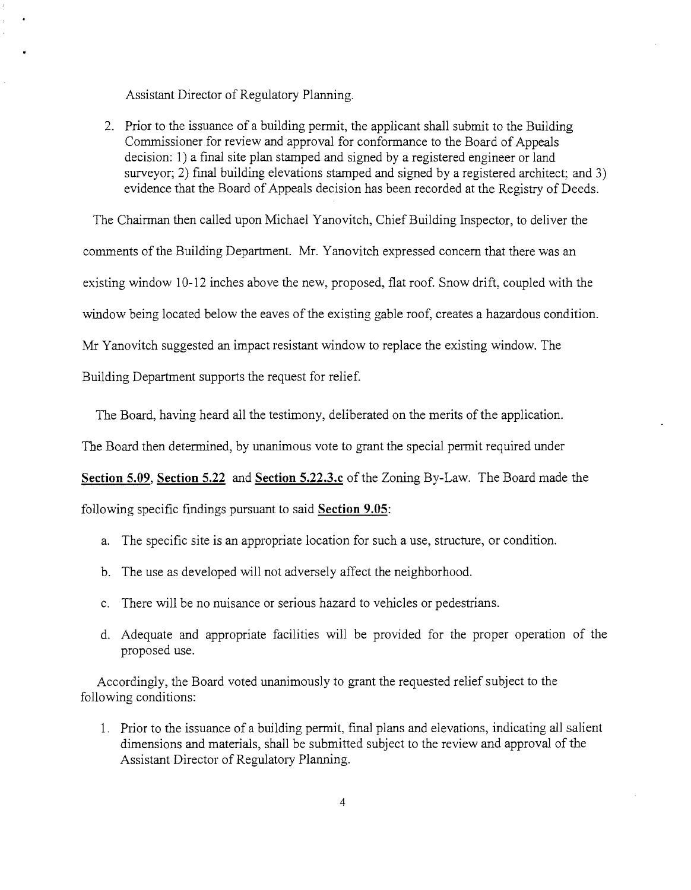Assistant Director of Regulatory Planning.

2. Prior to the issuance of a building permit, the applicant shall submit to the Building Commissioner for review and approval for conformance to the Board of Appeals decision: 1) a final site plan stamped and signed by a registered engineer or land surveyor; 2) final building elevations stamped and signed by a registered architect; and 3) evidence that the Board of Appeals decision has been recorded at the Registry of Deeds.

The Chairman then called upon Michael Yanovitch, Chief Building Inspector, to deliver the comments of the Building Department. Mr. Yanovitch expressed concern that there was an existing window 10-12 inches above the new, proposed, flat roof. Snow drift, coupled with the window being located below the eaves of the existing gable roof, creates a hazardous condition. Mr Yanovitch suggested an impact resistant window to replace the existing window. The Building Department supports the request for relief.

The Board, having heard all the testimony, deliberated on the merits of the application. The Board then determined, by unanimous vote to grant the special permit required under **Section 5.09**, **Section 5.22** and **Section 5.22.3.c** of the Zoning By-Law. The Board made the following specific findings pursuant to said **Section 9.05**:

a. The specific site is an appropriate location for such a use, structure, or condition.

b. The use as developed will not adversely affect the neighborhood.

c. There will be no nuisance or serious hazard to vehicles or pedestrians.

d. Adequate and appropriate facilities will be provided for the proper operation of the proposed use.

Accordingly, the Board voted unanimously to grant the requested relief subject to the following conditions:

1. Prior to the issuance of a building permit, final plans and elevations, indicating all salient dimensions and materials, shall be submitted subject to the review and approval of the Assistant Director of Regulatory Planning.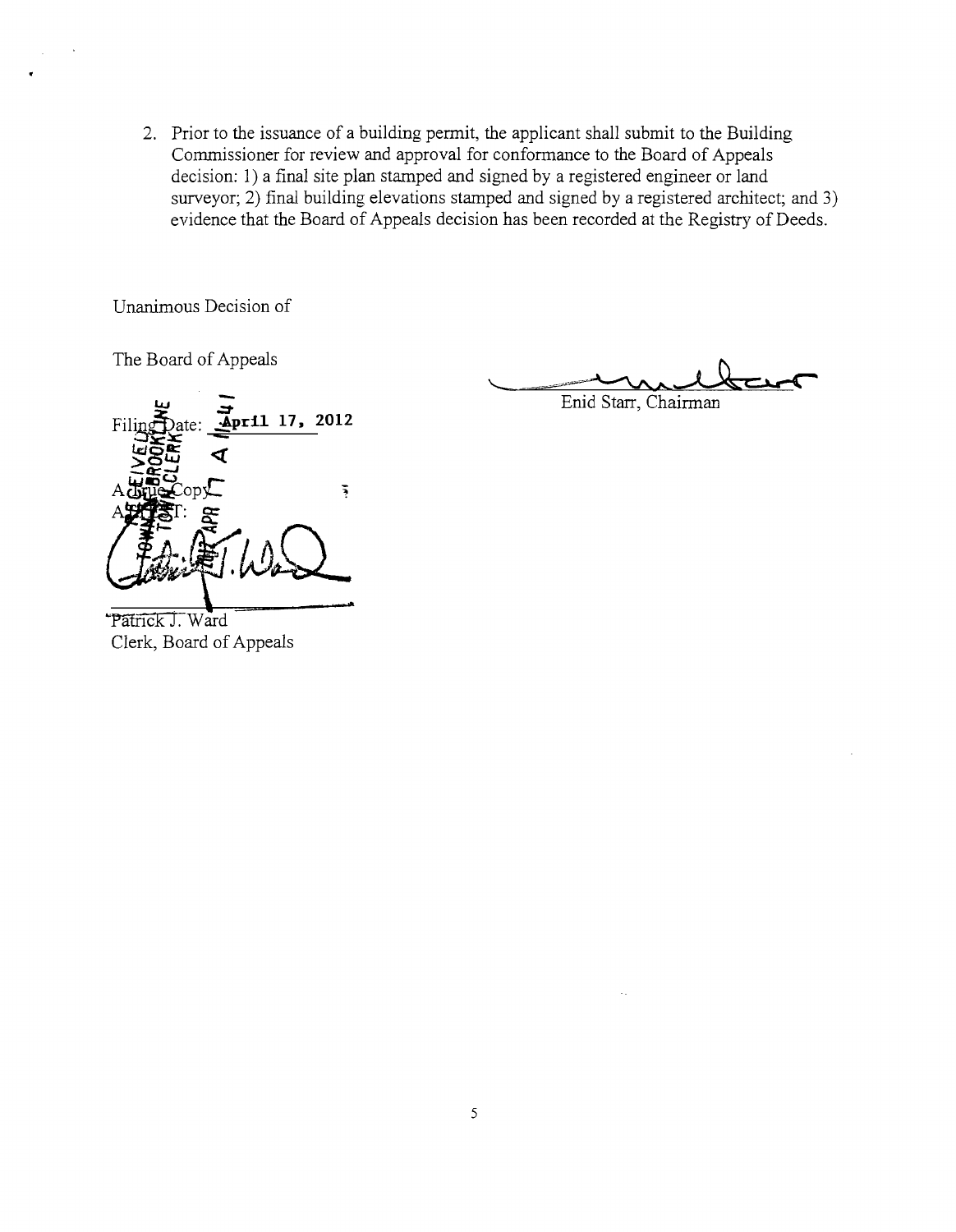2. Prior to the issuance of a building permit, the applicant shall submit to the Building Commissioner for review and approval for conformance to the Board of Appeals decision: 1) a final site plan stamped and signed by a registered engineer or land surveyor; 2) final building elevations stamped and signed by a registered architect; and 3) evidence that the Board of Appeals decision has been recorded at the Registry of Deeds.

Unanimous Decision of

The Board of Appeals

Enid Starr, Chairman

Filing Date: April 17, 2012

A True Copy
ATTEST:

Patrick J. Ward
Clerk, Board of Appeals